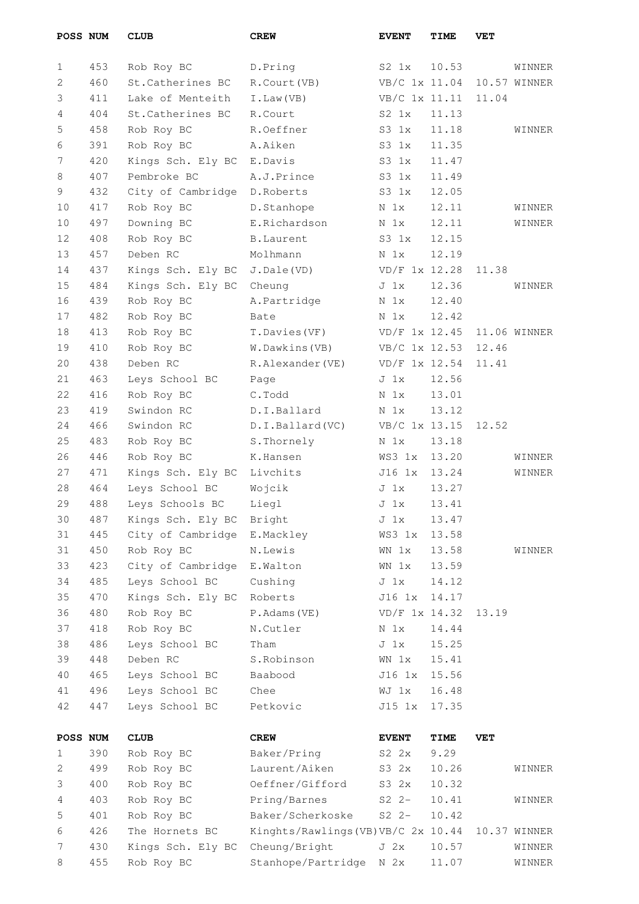| POSS | NUM | CLUB | CREW | EVENT | TIME | VET | |
|---|---|---|---|---|---|---|---|
| 1 | 453 | Rob Roy BC | D.Pring | S2 1x | 10.53 | | WINNER |
| 2 | 460 | St.Catherines BC | R.Court(VB) | VB/C 1x | 11.04 | 10.57 | WINNER |
| 3 | 411 | Lake of Menteith | I.Law(VB) | VB/C 1x | 11.11 | 11.04 | |
| 4 | 404 | St.Catherines BC | R.Court | S2 1x | 11.13 | | |
| 5 | 458 | Rob Roy BC | R.Oeffner | S3 1x | 11.18 | | WINNER |
| 6 | 391 | Rob Roy BC | A.Aiken | S3 1x | 11.35 | | |
| 7 | 420 | Kings Sch. Ely BC | E.Davis | S3 1x | 11.47 | | |
| 8 | 407 | Pembroke BC | A.J.Prince | S3 1x | 11.49 | | |
| 9 | 432 | City of Cambridge | D.Roberts | S3 1x | 12.05 | | |
| 10 | 417 | Rob Roy BC | D.Stanhope | N 1x | 12.11 | | WINNER |
| 10 | 497 | Downing BC | E.Richardson | N 1x | 12.11 | | WINNER |
| 12 | 408 | Rob Roy BC | B.Laurent | S3 1x | 12.15 | | |
| 13 | 457 | Deben RC | Molhmann | N 1x | 12.19 | | |
| 14 | 437 | Kings Sch. Ely BC | J.Dale(VD) | VD/F 1x | 12.28 | 11.38 | |
| 15 | 484 | Kings Sch. Ely BC | Cheung | J 1x | 12.36 | | WINNER |
| 16 | 439 | Rob Roy BC | A.Partridge | N 1x | 12.40 | | |
| 17 | 482 | Rob Roy BC | Bate | N 1x | 12.42 | | |
| 18 | 413 | Rob Roy BC | T.Davies(VF) | VD/F 1x | 12.45 | 11.06 | WINNER |
| 19 | 410 | Rob Roy BC | W.Dawkins(VB) | VB/C 1x | 12.53 | 12.46 | |
| 20 | 438 | Deben RC | R.Alexander(VE) | VD/F 1x | 12.54 | 11.41 | |
| 21 | 463 | Leys School BC | Page | J 1x | 12.56 | | |
| 22 | 416 | Rob Roy BC | C.Todd | N 1x | 13.01 | | |
| 23 | 419 | Swindon RC | D.I.Ballard | N 1x | 13.12 | | |
| 24 | 466 | Swindon RC | D.I.Ballard(VC) | VB/C 1x | 13.15 | 12.52 | |
| 25 | 483 | Rob Roy BC | S.Thornely | N 1x | 13.18 | | |
| 26 | 446 | Rob Roy BC | K.Hansen | WS3 1x | 13.20 | | WINNER |
| 27 | 471 | Kings Sch. Ely BC | Livchits | J16 1x | 13.24 | | WINNER |
| 28 | 464 | Leys School BC | Wojcik | J 1x | 13.27 | | |
| 29 | 488 | Leys Schools BC | Liegl | J 1x | 13.41 | | |
| 30 | 487 | Kings Sch. Ely BC | Bright | J 1x | 13.47 | | |
| 31 | 445 | City of Cambridge | E.Mackley | WS3 1x | 13.58 | | |
| 31 | 450 | Rob Roy BC | N.Lewis | WN 1x | 13.58 | | WINNER |
| 33 | 423 | City of Cambridge | E.Walton | WN 1x | 13.59 | | |
| 34 | 485 | Leys School BC | Cushing | J 1x | 14.12 | | |
| 35 | 470 | Kings Sch. Ely BC | Roberts | J16 1x | 14.17 | | |
| 36 | 480 | Rob Roy BC | P.Adams(VE) | VD/F 1x | 14.32 | 13.19 | |
| 37 | 418 | Rob Roy BC | N.Cutler | N 1x | 14.44 | | |
| 38 | 486 | Leys School BC | Tham | J 1x | 15.25 | | |
| 39 | 448 | Deben RC | S.Robinson | WN 1x | 15.41 | | |
| 40 | 465 | Leys School BC | Baabood | J16 1x | 15.56 | | |
| 41 | 496 | Leys School BC | Chee | WJ 1x | 16.48 | | |
| 42 | 447 | Leys School BC | Petkovic | J15 1x | 17.35 | | |

| POSS | NUM | CLUB | CREW | EVENT | TIME | VET | |
|---|---|---|---|---|---|---|---|
| 1 | 390 | Rob Roy BC | Baker/Pring | S2 2x | 9.29 | | |
| 2 | 499 | Rob Roy BC | Laurent/Aiken | S3 2x | 10.26 | | WINNER |
| 3 | 400 | Rob Roy BC | Oeffner/Gifford | S3 2x | 10.32 | | |
| 4 | 403 | Rob Roy BC | Pring/Barnes | S2 2- | 10.41 | | WINNER |
| 5 | 401 | Rob Roy BC | Baker/Scherkoske | S2 2- | 10.42 | | |
| 6 | 426 | The Hornets BC | Kinghts/Rawlings(VB) | VB/C 2x | 10.44 | 10.37 | WINNER |
| 7 | 430 | Kings Sch. Ely BC | Cheung/Bright | J 2x | 10.57 | | WINNER |
| 8 | 455 | Rob Roy BC | Stanhope/Partridge | N 2x | 11.07 | | WINNER |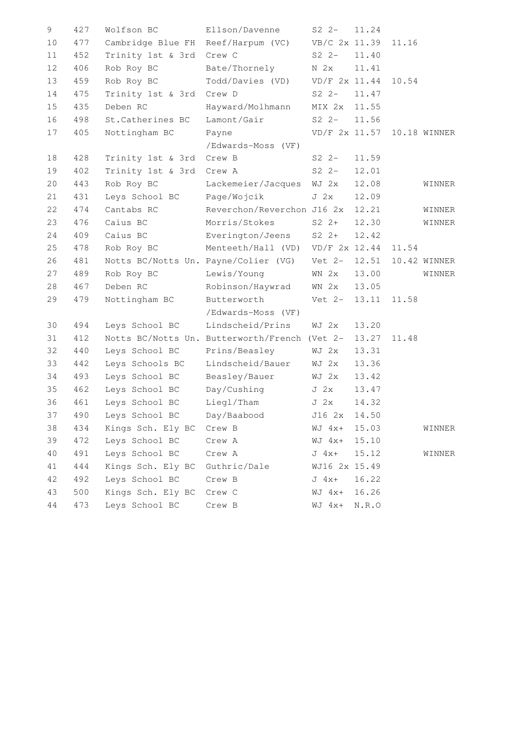| | | | | | | | |
|---|---|---|---|---|---|---|---|
| 9 | 427 | Wolfson BC | Ellson/Davenne | S2 2- | 11.24 | | |
| 10 | 477 | Cambridge Blue FH | Reef/Harpum (VC) | VB/C 2x | 11.39 | 11.16 | |
| 11 | 452 | Trinity 1st & 3rd | Crew C | S2 2- | 11.40 | | |
| 12 | 406 | Rob Roy BC | Bate/Thornely | N 2x | 11.41 | | |
| 13 | 459 | Rob Roy BC | Todd/Davies (VD) | VD/F 2x | 11.44 | 10.54 | |
| 14 | 475 | Trinity 1st & 3rd | Crew D | S2 2- | 11.47 | | |
| 15 | 435 | Deben RC | Hayward/Molhmann | MIX 2x | 11.55 | | |
| 16 | 498 | St.Catherines BC | Lamont/Gair | S2 2- | 11.56 | | |
| 17 | 405 | Nottingham BC | Payne /Edwards-Moss (VF) | VD/F 2x | 11.57 | 10.18 | WINNER |
| 18 | 428 | Trinity 1st & 3rd | Crew B | S2 2- | 11.59 | | |
| 19 | 402 | Trinity 1st & 3rd | Crew A | S2 2- | 12.01 | | |
| 20 | 443 | Rob Roy BC | Lackemeier/Jacques | WJ 2x | 12.08 | | WINNER |
| 21 | 431 | Leys School BC | Page/Wojcik | J 2x | 12.09 | | |
| 22 | 474 | Cantabs RC | Reverchon/Reverchon | J16 2x | 12.21 | | WINNER |
| 23 | 476 | Caius BC | Morris/Stokes | S2 2+ | 12.30 | | WINNER |
| 24 | 409 | Caius BC | Everington/Jeens | S2 2+ | 12.42 | | |
| 25 | 478 | Rob Roy BC | Menteeth/Hall (VD) | VD/F 2x | 12.44 | 11.54 | |
| 26 | 481 | Notts BC/Notts Un. | Payne/Colier (VG) | Vet 2- | 12.51 | 10.42 | WINNER |
| 27 | 489 | Rob Roy BC | Lewis/Young | WN 2x | 13.00 | | WINNER |
| 28 | 467 | Deben RC | Robinson/Haywrad | WN 2x | 13.05 | | |
| 29 | 479 | Nottingham BC | Butterworth /Edwards-Moss (VF) | Vet 2- | 13.11 | 11.58 | |
| 30 | 494 | Leys School BC | Lindscheid/Prins | WJ 2x | 13.20 | | |
| 31 | 412 | Notts BC/Notts Un. | Butterworth/French (Vet 2- | | 13.27 | 11.48 | |
| 32 | 440 | Leys School BC | Prins/Beasley | WJ 2x | 13.31 | | |
| 33 | 442 | Leys Schools BC | Lindscheid/Bauer | WJ 2x | 13.36 | | |
| 34 | 493 | Leys School BC | Beasley/Bauer | WJ 2x | 13.42 | | |
| 35 | 462 | Leys School BC | Day/Cushing | J 2x | 13.47 | | |
| 36 | 461 | Leys School BC | Liegl/Tham | J 2x | 14.32 | | |
| 37 | 490 | Leys School BC | Day/Baabood | J16 2x | 14.50 | | |
| 38 | 434 | Kings Sch. Ely BC | Crew B | WJ 4x+ | 15.03 | | WINNER |
| 39 | 472 | Leys School BC | Crew A | WJ 4x+ | 15.10 | | |
| 40 | 491 | Leys School BC | Crew A | J 4x+ | 15.12 | | WINNER |
| 41 | 444 | Kings Sch. Ely BC | Guthric/Dale | WJ16 2x | 15.49 | | |
| 42 | 492 | Leys School BC | Crew B | J 4x+ | 16.22 | | |
| 43 | 500 | Kings Sch. Ely BC | Crew C | WJ 4x+ | 16.26 | | |
| 44 | 473 | Leys School BC | Crew B | WJ 4x+ | N.R.O | | |